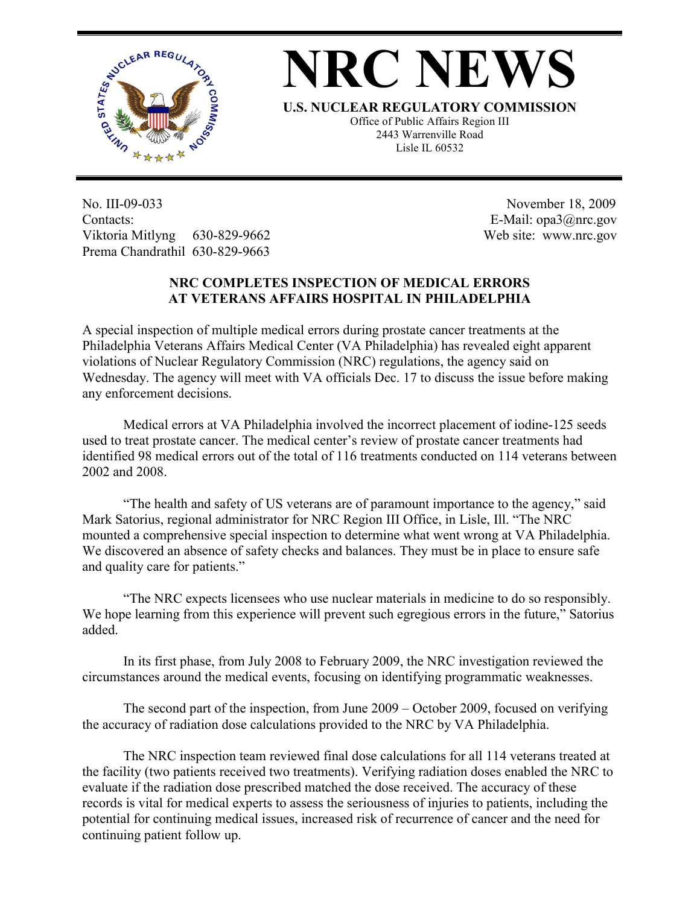# NRC NEWS

**U.S. NUCLEAR REGULATORY COMMISSION**

Office of Public Affairs Region III
2443 Warrenville Road
Lisle IL 60532

No. III-09-033
Contacts:
Viktoria Mitlyng 630-829-9662
Prema Chandrathil 630-829-9663

November 18, 2009
E-Mail: opa3@nrc.gov
Web site: www.nrc.gov

## NRC COMPLETES INSPECTION OF MEDICAL ERRORS AT VETERANS AFFAIRS HOSPITAL IN PHILADELPHIA

A special inspection of multiple medical errors during prostate cancer treatments at the Philadelphia Veterans Affairs Medical Center (VA Philadelphia) has revealed eight apparent violations of Nuclear Regulatory Commission (NRC) regulations, the agency said on Wednesday. The agency will meet with VA officials Dec. 17 to discuss the issue before making any enforcement decisions.

Medical errors at VA Philadelphia involved the incorrect placement of iodine-125 seeds used to treat prostate cancer. The medical center's review of prostate cancer treatments had identified 98 medical errors out of the total of 116 treatments conducted on 114 veterans between 2002 and 2008.

"The health and safety of US veterans are of paramount importance to the agency," said Mark Satorius, regional administrator for NRC Region III Office, in Lisle, Ill. "The NRC mounted a comprehensive special inspection to determine what went wrong at VA Philadelphia. We discovered an absence of safety checks and balances. They must be in place to ensure safe and quality care for patients."

"The NRC expects licensees who use nuclear materials in medicine to do so responsibly. We hope learning from this experience will prevent such egregious errors in the future," Satorius added.

In its first phase, from July 2008 to February 2009, the NRC investigation reviewed the circumstances around the medical events, focusing on identifying programmatic weaknesses.

The second part of the inspection, from June 2009 – October 2009, focused on verifying the accuracy of radiation dose calculations provided to the NRC by VA Philadelphia.

The NRC inspection team reviewed final dose calculations for all 114 veterans treated at the facility (two patients received two treatments). Verifying radiation doses enabled the NRC to evaluate if the radiation dose prescribed matched the dose received. The accuracy of these records is vital for medical experts to assess the seriousness of injuries to patients, including the potential for continuing medical issues, increased risk of recurrence of cancer and the need for continuing patient follow up.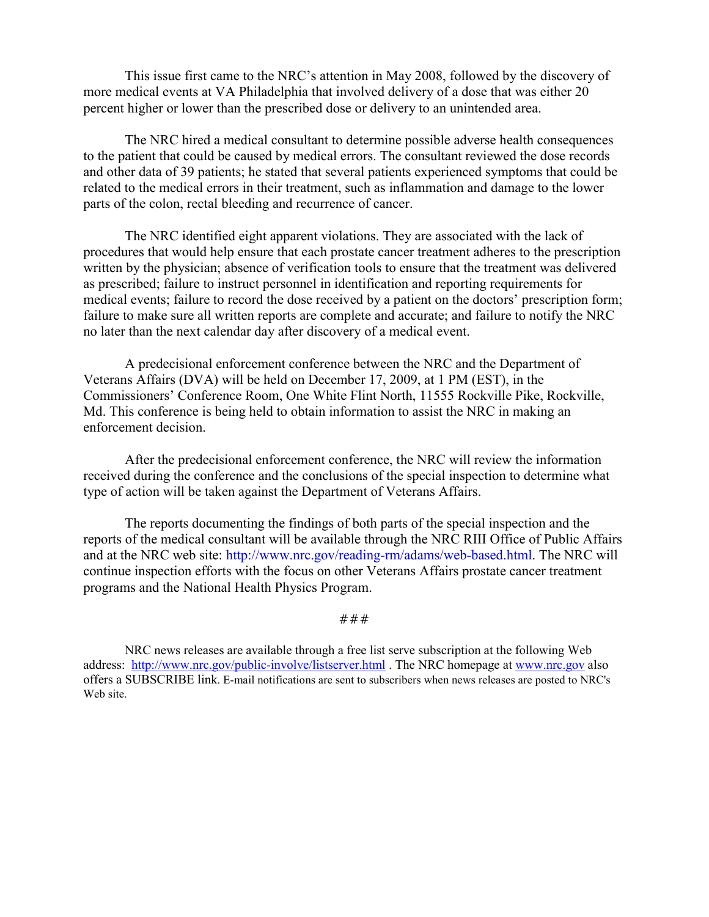This issue first came to the NRC's attention in May 2008, followed by the discovery of more medical events at VA Philadelphia that involved delivery of a dose that was either 20 percent higher or lower than the prescribed dose or delivery to an unintended area.

The NRC hired a medical consultant to determine possible adverse health consequences to the patient that could be caused by medical errors. The consultant reviewed the dose records and other data of 39 patients; he stated that several patients experienced symptoms that could be related to the medical errors in their treatment, such as inflammation and damage to the lower parts of the colon, rectal bleeding and recurrence of cancer.

The NRC identified eight apparent violations. They are associated with the lack of procedures that would help ensure that each prostate cancer treatment adheres to the prescription written by the physician; absence of verification tools to ensure that the treatment was delivered as prescribed; failure to instruct personnel in identification and reporting requirements for medical events; failure to record the dose received by a patient on the doctors' prescription form; failure to make sure all written reports are complete and accurate; and failure to notify the NRC no later than the next calendar day after discovery of a medical event.

A predecisional enforcement conference between the NRC and the Department of Veterans Affairs (DVA) will be held on December 17, 2009, at 1 PM (EST), in the Commissioners' Conference Room, One White Flint North, 11555 Rockville Pike, Rockville, Md. This conference is being held to obtain information to assist the NRC in making an enforcement decision.

After the predecisional enforcement conference, the NRC will review the information received during the conference and the conclusions of the special inspection to determine what type of action will be taken against the Department of Veterans Affairs.

The reports documenting the findings of both parts of the special inspection and the reports of the medical consultant will be available through the NRC RIII Office of Public Affairs and at the NRC web site: http://www.nrc.gov/reading-rm/adams/web-based.html. The NRC will continue inspection efforts with the focus on other Veterans Affairs prostate cancer treatment programs and the National Health Physics Program.

###

NRC news releases are available through a free list serve subscription at the following Web address: http://www.nrc.gov/public-involve/listserver.html . The NRC homepage at www.nrc.gov also offers a SUBSCRIBE link. E-mail notifications are sent to subscribers when news releases are posted to NRC's Web site.